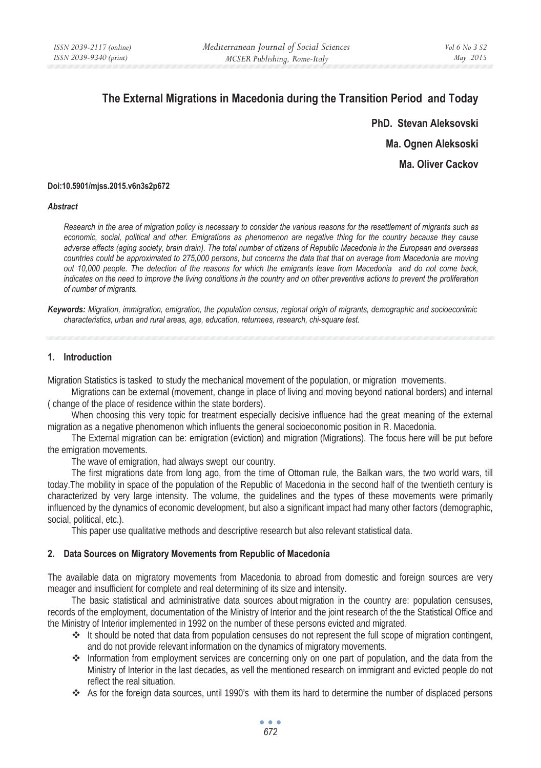# The External Migrations in Macedonia during the Transition Period and Today

**PhD. Stevan Aleksovski**

**Ma. Ognen Aleksoski**

**Ma. Oliver Cackov**

**Doi:10.5901/mjss.2015.v6n3s2p672**

***Abstract***

*Research in the area of migration policy is necessary to consider the various reasons for the resettlement of migrants such as economic, social, political and other. Emigrations as phenomenon are negative thing for the country because they cause adverse effects (aging society, brain drain). The total number of citizens of Republic Macedonia in the European and overseas countries could be approximated to 275,000 persons, but concerns the data that that on average from Macedonia are moving out 10,000 people. The detection of the reasons for which the emigrants leave from Macedonia and do not come back, indicates on the need to improve the living conditions in the country and on other preventive actions to prevent the proliferation of number of migrants.*

***Keywords:*** *Migration, immigration, emigration, the population census, regional origin of migrants, demographic and socioecinimic characteristics, urban and rural areas, age, education, returnees, research, chi-square test.*

## 1. Introduction

Migration Statistics is tasked to study the mechanical movement of the population, or migration movements.

Migrations can be external (movement, change in place of living and moving beyond national borders) and internal ( change of the place of residence within the state borders).

When choosing this very topic for treatment especially decisive influence had the great meaning of the external migration as a negative phenomenon which influents the general socioeconomic position in R. Macedonia.

The External migration can be: emigration (eviction) and migration (Migrations). The focus here will be put before the emigration movements.

The wave of emigration, had always swept our country.

The first migrations date from long ago, from the time of Ottoman rule, the Balkan wars, the two world wars, till today.The mobility in space of the population of the Republic of Macedonia in the second half of the twentieth century is characterized by very large intensity. The volume, the guidelines and the types of these movements were primarily influenced by the dynamics of economic development, but also a significant impact had many other factors (demographic, social, political, etc.).

This paper use qualitative methods and descriptive research but also relevant statistical data.

## 2. Data Sources on Migratory Movements from Republic of Macedonia

The available data on migratory movements from Macedonia to abroad from domestic and foreign sources are very meager and insufficient for complete and real determining of its size and intensity.

The basic statistical and administrative data sources about migration in the country are: population censuses, records of the employment, documentation of the Ministry of Interior and the joint research of the the Statistical Office and the Ministry of Interior implemented in 1992 on the number of these persons evicted and migrated.

- It should be noted that data from population censuses do not represent the full scope of migration contingent, and do not provide relevant information on the dynamics of migratory movements.
- Information from employment services are concerning only on one part of population, and the data from the Ministry of Interior in the last decades, as vell the mentioned research on immigrant and evicted people do not reflect the real situation.
- As for the foreign data sources, until 1990's with them its hard to determine the number of displaced persons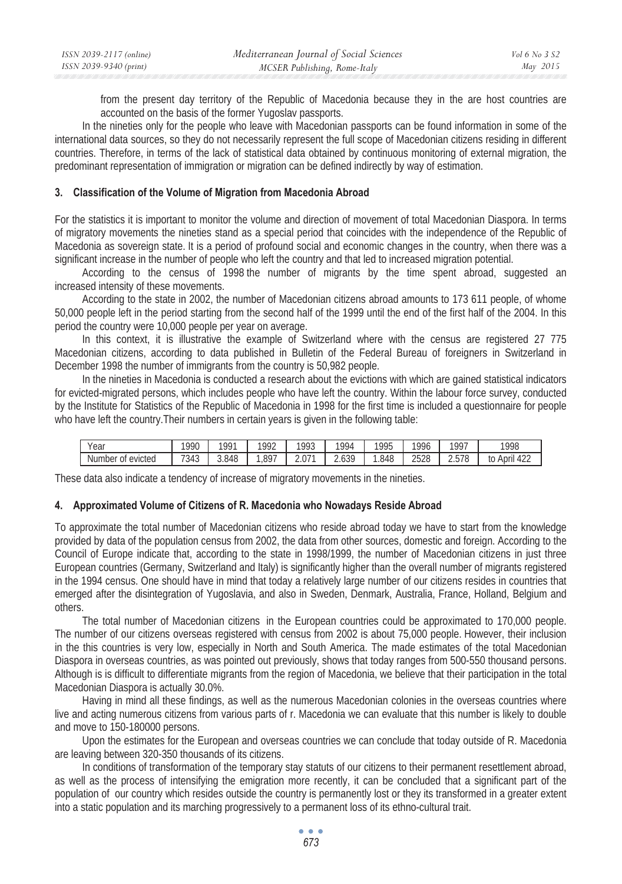from the present day territory of the Republic of Macedonia because they in the are host countries are accounted on the basis of the former Yugoslav passports.

In the nineties only for the people who leave with Macedonian passports can be found information in some of the international data sources, so they do not necessarily represent the full scope of Macedonian citizens residing in different countries. Therefore, in terms of the lack of statistical data obtained by continuous monitoring of external migration, the predominant representation of immigration or migration can be defined indirectly by way of estimation.

## 3. Classification of the Volume of Migration from Macedonia Abroad

For the statistics it is important to monitor the volume and direction of movement of total Macedonian Diaspora. In terms of migratory movements the nineties stand as a special period that coincides with the independence of the Republic of Macedonia as sovereign state. It is a period of profound social and economic changes in the country, when there was a significant increase in the number of people who left the country and that led to increased migration potential.

According to the census of 1998 the number of migrants by the time spent abroad, suggested an increased intensity of these movements.

According to the state in 2002, the number of Macedonian citizens abroad amounts to 173 611 people, of whome 50,000 people left in the period starting from the second half of the 1999 until the end of the first half of the 2004. In this period the country were 10,000 people per year on average.

In this context, it is illustrative the example of Switzerland where with the census are registered 27 775 Macedonian citizens, according to data published in Bulletin of the Federal Bureau of foreigners in Switzerland in December 1998 the number of immigrants from the country is 50,982 people.

In the nineties in Macedonia is conducted a research about the evictions with which are gained statistical indicators for evicted-migrated persons, which includes people who have left the country. Within the labour force survey, conducted by the Institute for Statistics of the Republic of Macedonia in 1998 for the first time is included a questionnaire for people who have left the country.Their numbers in certain years is given in the following table:

| Year | 1990 | 1991 | 1992 | 1993 | 1994 | 1995 | 1996 | 1997 | 1998 |
|---|---|---|---|---|---|---|---|---|---|
| Number of evicted | 7343 | 3.848 | 1,897 | 2.071 | 2.639 | 1.848 | 2528 | 2.578 | to April 422 |

These data also indicate a tendency of increase of migratory movements in the nineties.

## 4. Approximated Volume of Citizens of R. Macedonia who Nowadays Reside Abroad

To approximate the total number of Macedonian citizens who reside abroad today we have to start from the knowledge provided by data of the population census from 2002, the data from other sources, domestic and foreign. According to the Council of Europe indicate that, according to the state in 1998/1999, the number of Macedonian citizens in just three European countries (Germany, Switzerland and Italy) is significantly higher than the overall number of migrants registered in the 1994 census. One should have in mind that today a relatively large number of our citizens resides in countries that emerged after the disintegration of Yugoslavia, and also in Sweden, Denmark, Australia, France, Holland, Belgium and others.

The total number of Macedonian citizens in the European countries could be approximated to 170,000 people. The number of our citizens overseas registered with census from 2002 is about 75,000 people. However, their inclusion in the this countries is very low, especially in North and South America. The made estimates of the total Macedonian Diaspora in overseas countries, as was pointed out previously, shows that today ranges from 500-550 thousand persons. Although is is difficult to differentiate migrants from the region of Macedonia, we believe that their participation in the total Macedonian Diaspora is actually 30.0%.

Having in mind all these findings, as well as the numerous Macedonian colonies in the overseas countries where live and acting numerous citizens from various parts of r. Macedonia we can evaluate that this number is likely to double and move to 150-180000 persons.

Upon the estimates for the European and overseas countries we can conclude that today outside of R. Macedonia are leaving between 320-350 thousands of its citizens.

In conditions of transformation of the temporary stay statuts of our citizens to their permanent resettlement abroad, as well as the process of intensifying the emigration more recently, it can be concluded that a significant part of the population of our country which resides outside the country is permanently lost or they its transformed in a greater extent into a static population and its marching progressively to a permanent loss of its ethno-cultural trait.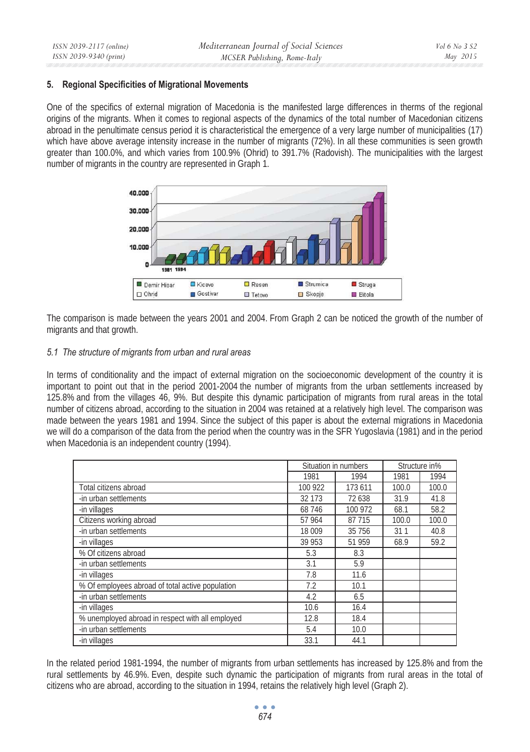## 5. Regional Specificities of Migrational Movements

One of the specifics of external migration of Macedonia is the manifested large differences in therms of the regional origins of the migrants. When it comes to regional aspects of the dynamics of the total number of Macedonian citizens abroad in the penultimate census period it is characteristical the emergence of a very large number of municipalities (17) which have above average intensity increase in the number of migrants (72%). In all these communities is seen growth greater than 100.0%, and which varies from 100.9% (Ohrid) to 391.7% (Radovish). The municipalities with the largest number of migrants in the country are represented in Graph 1.

The comparison is made between the years 2001 and 2004. From Graph 2 can be noticed the growth of the number of migrants and that growth.

*5.1 The structure of migrants from urban and rural areas*

In terms of conditionality and the impact of external migration on the socioeconomic development of the country it is important to point out that in the period 2001-2004 the number of migrants from the urban settlements increased by 125.8% and from the villages 46, 9%. But despite this dynamic participation of migrants from rural areas in the total number of citizens abroad, according to the situation in 2004 was retained at a relatively high level. The comparison was made between the years 1981 and 1994. Since the subject of this paper is about the external migrations in Macedonia we will do a comparison of the data from the period when the country was in the SFR Yugoslavia (1981) and in the period when Macedonia is an independent country (1994).

| | Situation in numbers | | Structure in% | |
|---|---|---|---|---|
| | 1981 | 1994 | 1981 | 1994 |
| Total citizens abroad | 100 922 | 173 611 | 100.0 | 100.0 |
| -in urban settlements | 32 173 | 72 638 | 31.9 | 41.8 |
| -in villages | 68 746 | 100 972 | 68.1 | 58.2 |
| Citizens working abroad | 57 964 | 87 715 | 100.0 | 100.0 |
| -in urban settlements | 18 009 | 35 756 | 31 1 | 40.8 |
| -in villages | 39 953 | 51 959 | 68.9 | 59.2 |
| % Of citizens abroad | 5.3 | 8.3 | | |
| -in urban settlements | 3.1 | 5.9 | | |
| -in villages | 7.8 | 11.6 | | |
| % Of employees abroad of total active population | 7.2 | 10.1 | | |
| -in urban settlements | 4.2 | 6.5 | | |
| -in villages | 10.6 | 16.4 | | |
| % unemployed abroad in respect with all employed | 12.8 | 18.4 | | |
| -in urban settlements | 5.4 | 10.0 | | |
| -in villages | 33.1 | 44.1 | | |

In the related period 1981-1994, the number of migrants from urban settlements has increased by 125.8% and from the rural settlements by 46.9%. Even, despite such dynamic the participation of migrants from rural areas in the total of citizens who are abroad, according to the situation in 1994, retains the relatively high level (Graph 2).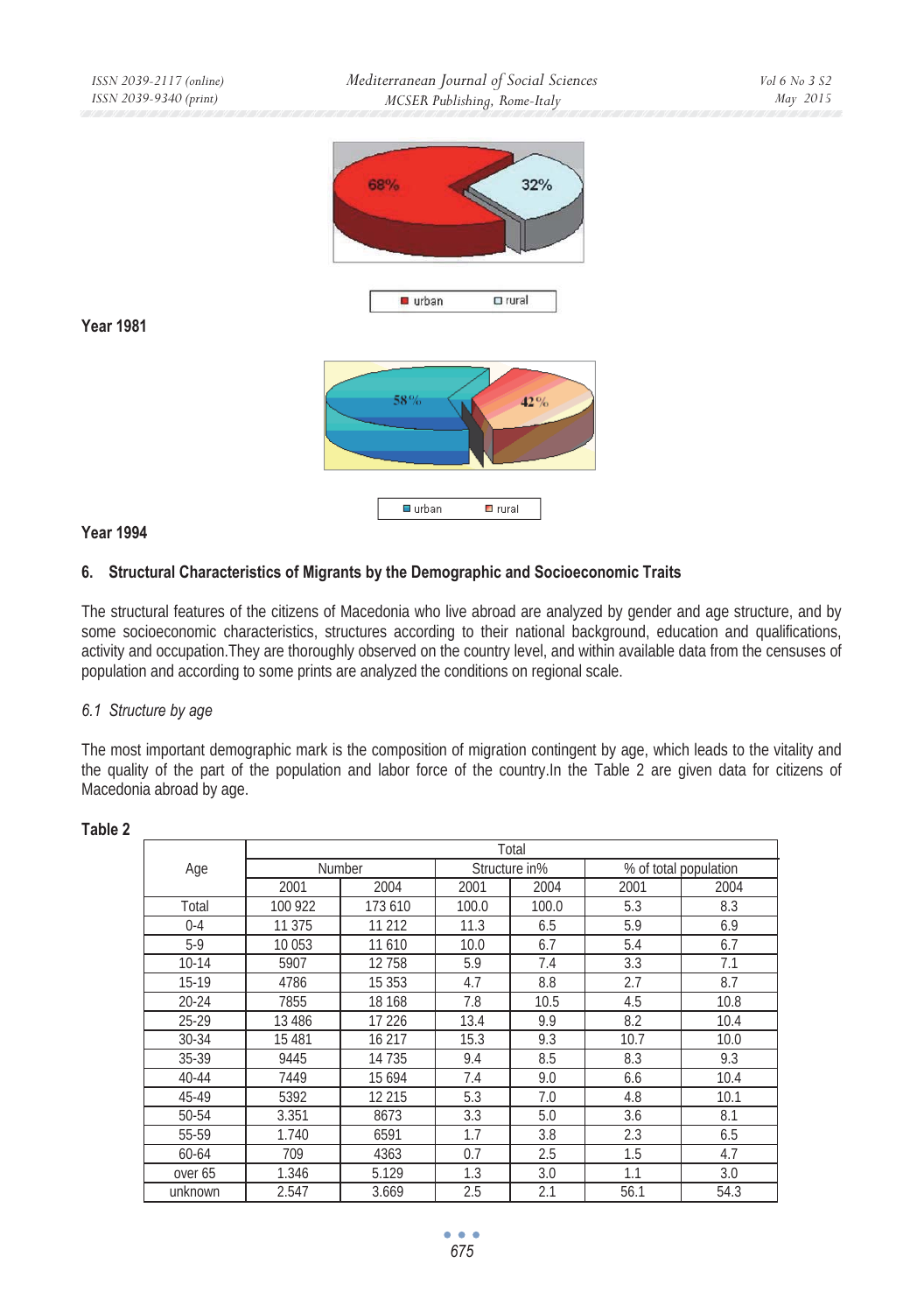68%

32%

urban rural

**Year 1981**

58%

42%

urban rural

**Year 1994**

## 6. Structural Characteristics of Migrants by the Demographic and Socioeconomic Traits

The structural features of the citizens of Macedonia who live abroad are analyzed by gender and age structure, and by some socioeconomic characteristics, structures according to their national background, education and qualifications, activity and occupation.They are thoroughly observed on the country level, and within available data from the censuses of population and according to some prints are analyzed the conditions on regional scale.

### *6.1 Structure by age*

The most important demographic mark is the composition of migration contingent by age, which leads to the vitality and the quality of the part of the population and labor force of the country.In the Table 2 are given data for citizens of Macedonia abroad by age.

**Table 2**

| Age | Total | | | | | |
|---|---|---|---|---|---|---|
| | Number | | Structure in% | | % of total population | |
| | 2001 | 2004 | 2001 | 2004 | 2001 | 2004 |
| Total | 100 922 | 173 610 | 100.0 | 100.0 | 5.3 | 8.3 |
| 0-4 | 11 375 | 11 212 | 11.3 | 6.5 | 5.9 | 6.9 |
| 5-9 | 10 053 | 11 610 | 10.0 | 6.7 | 5.4 | 6.7 |
| 10-14 | 5907 | 12 758 | 5.9 | 7.4 | 3.3 | 7.1 |
| 15-19 | 4786 | 15 353 | 4.7 | 8.8 | 2.7 | 8.7 |
| 20-24 | 7855 | 18 168 | 7.8 | 10.5 | 4.5 | 10.8 |
| 25-29 | 13 486 | 17 226 | 13.4 | 9.9 | 8.2 | 10.4 |
| 30-34 | 15 481 | 16 217 | 15.3 | 9.3 | 10.7 | 10.0 |
| 35-39 | 9445 | 14 735 | 9.4 | 8.5 | 8.3 | 9.3 |
| 40-44 | 7449 | 15 694 | 7.4 | 9.0 | 6.6 | 10.4 |
| 45-49 | 5392 | 12 215 | 5.3 | 7.0 | 4.8 | 10.1 |
| 50-54 | 3.351 | 8673 | 3.3 | 5.0 | 3.6 | 8.1 |
| 55-59 | 1.740 | 6591 | 1.7 | 3.8 | 2.3 | 6.5 |
| 60-64 | 709 | 4363 | 0.7 | 2.5 | 1.5 | 4.7 |
| over 65 | 1.346 | 5.129 | 1.3 | 3.0 | 1.1 | 3.0 |
| unknown | 2.547 | 3.669 | 2.5 | 2.1 | 56.1 | 54.3 |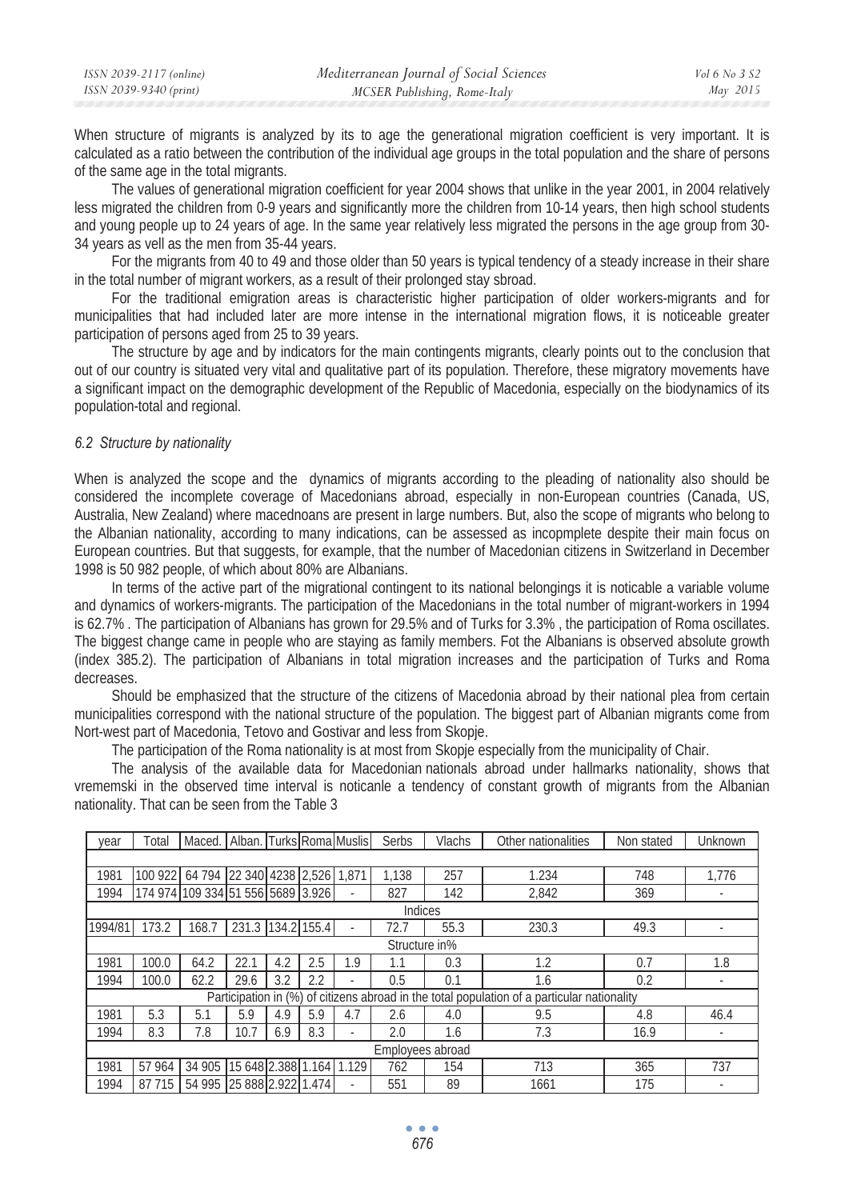When structure of migrants is analyzed by its to age the generational migration coefficient is very important. It is calculated as a ratio between the contribution of the individual age groups in the total population and the share of persons of the same age in the total migrants.

The values of generational migration coefficient for year 2004 shows that unlike in the year 2001, in 2004 relatively less migrated the children from 0-9 years and significantly more the children from 10-14 years, then high school students and young people up to 24 years of age. In the same year relatively less migrated the persons in the age group from 30-34 years as vell as the men from 35-44 years.

For the migrants from 40 to 49 and those older than 50 years is typical tendency of a steady increase in their share in the total number of migrant workers, as a result of their prolonged stay sbroad.

For the traditional emigration areas is characteristic higher participation of older workers-migrants and for municipalities that had included later are more intense in the international migration flows, it is noticeable greater participation of persons aged from 25 to 39 years.

The structure by age and by indicators for the main contingents migrants, clearly points out to the conclusion that out of our country is situated very vital and qualitative part of its population. Therefore, these migratory movements have a significant impact on the demographic development of the Republic of Macedonia, especially on the biodynamics of its population-total and regional.

### *6.2 Structure by nationality*

When is analyzed the scope and the dynamics of migrants according to the pleading of nationality also should be considered the incomplete coverage of Macedonians abroad, especially in non-European countries (Canada, US, Australia, New Zealand) where macednoans are present in large numbers. But, also the scope of migrants who belong to the Albanian nationality, according to many indications, can be assessed as incopmplete despite their main focus on European countries. But that suggests, for example, that the number of Macedonian citizens in Switzerland in December 1998 is 50 982 people, of which about 80% are Albanians.

In terms of the active part of the migrational contingent to its national belongings it is noticable a variable volume and dynamics of workers-migrants. The participation of the Macedonians in the total number of migrant-workers in 1994 is 62.7% . The participation of Albanians has grown for 29.5% and of Turks for 3.3% , the participation of Roma oscillates. The biggest change came in people who are staying as family members. Fot the Albanians is observed absolute growth (index 385.2). The participation of Albanians in total migration increases and the participation of Turks and Roma decreases.

Should be emphasized that the structure of the citizens of Macedonia abroad by their national plea from certain municipalities correspond with the national structure of the population. The biggest part of Albanian migrants come from Nort-west part of Macedonia, Tetovo and Gostivar and less from Skopje.

The participation of the Roma nationality is at most from Skopje especially from the municipality of Chair.

The analysis of the available data for Macedonian nationals abroad under hallmarks nationality, shows that vrememski in the observed time interval is noticanle a tendency of constant growth of migrants from the Albanian nationality. That can be seen from the Table 3

| year | Total | Maced. | Alban. | Turks | Roma | Muslis | Serbs | Vlachs | Other nationalities | Non stated | Unknown |
|---|---|---|---|---|---|---|---|---|---|---|---|
| 1981 | 100 922 | 64 794 | 22 340 | 4238 | 2,526 | 1,871 | 1,138 | 257 | 1.234 | 748 | 1,776 |
| 1994 | 174 974 | 109 334 | 51 556 | 5689 | 3.926 | - | 827 | 142 | 2,842 | 369 | - |
| Indices | | | | | | | | | | | |
| 1994/81 | 173.2 | 168.7 | 231.3 | 134.2 | 155.4 | - | 72.7 | 55.3 | 230.3 | 49.3 | - |
| Structure in% | | | | | | | | | | | |
| 1981 | 100.0 | 64.2 | 22.1 | 4.2 | 2.5 | 1.9 | 1.1 | 0.3 | 1.2 | 0.7 | 1.8 |
| 1994 | 100.0 | 62.2 | 29.6 | 3.2 | 2.2 | - | 0.5 | 0.1 | 1.6 | 0.2 | - |
| Participation in (%) of citizens abroad in the total population of a particular nationality | | | | | | | | | | | |
| 1981 | 5.3 | 5.1 | 5.9 | 4.9 | 5.9 | 4.7 | 2.6 | 4.0 | 9.5 | 4.8 | 46.4 |
| 1994 | 8.3 | 7.8 | 10.7 | 6.9 | 8.3 | - | 2.0 | 1.6 | 7.3 | 16.9 | - |
| Employees abroad | | | | | | | | | | | |
| 1981 | 57 964 | 34 905 | 15 648 | 2.388 | 1.164 | 1.129 | 762 | 154 | 713 | 365 | 737 |
| 1994 | 87 715 | 54 995 | 25 888 | 2.922 | 1.474 | - | 551 | 89 | 1661 | 175 | - |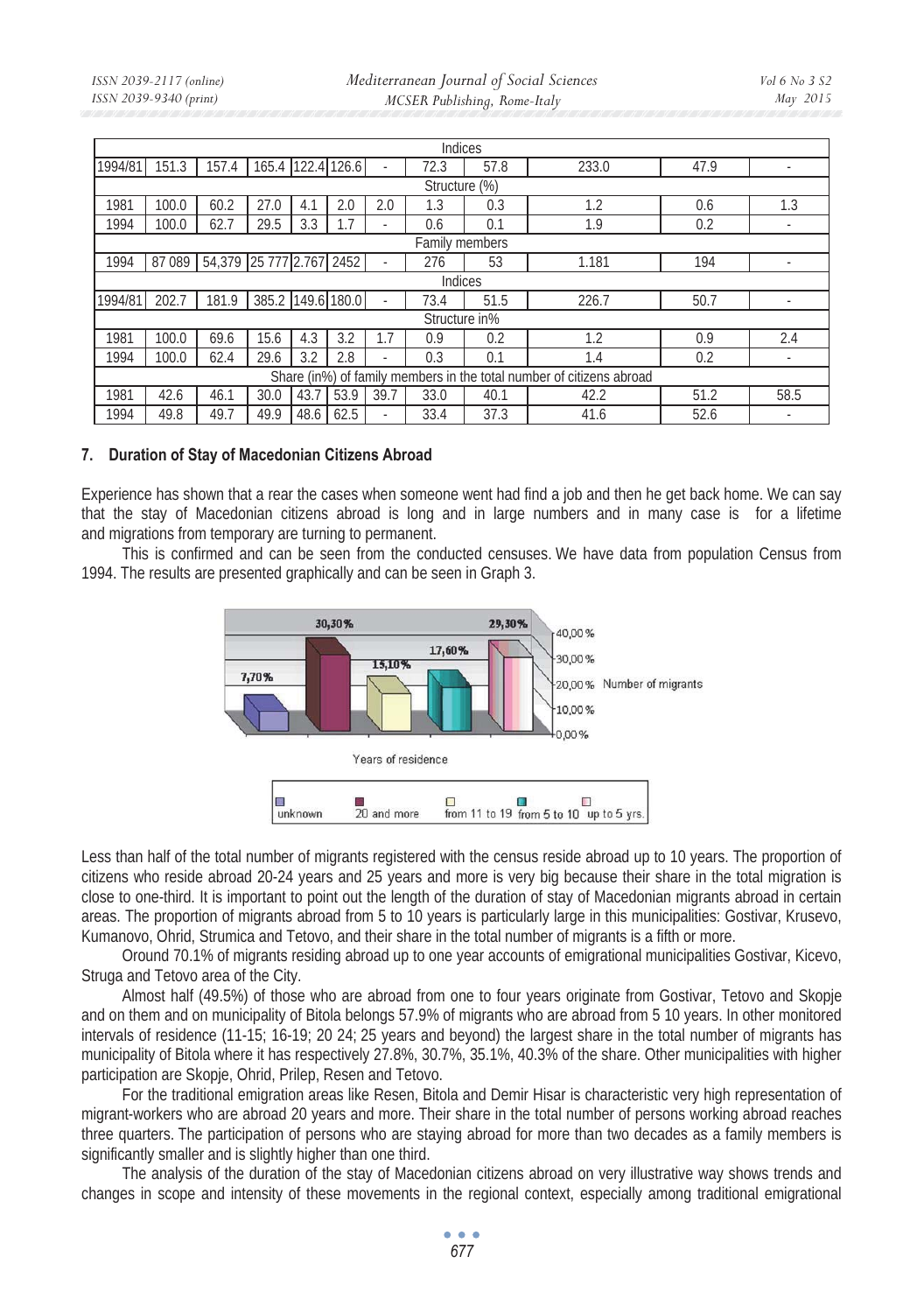| | Indices | | | | | | | | | | |
|---|---|---|---|---|---|---|---|---|---|---|---|
| 1994/81 | 151.3 | 157.4 | 165.4 | 122.4 | 126.6 | - | 72.3 | 57.8 | 233.0 | 47.9 | - |
| | Structure (%) | | | | | | | | | | |
| 1981 | 100.0 | 60.2 | 27.0 | 4.1 | 2.0 | 2.0 | 1.3 | 0.3 | 1.2 | 0.6 | 1.3 |
| 1994 | 100.0 | 62.7 | 29.5 | 3.3 | 1.7 | - | 0.6 | 0.1 | 1.9 | 0.2 | - |
| | Family members | | | | | | | | | | |
| 1994 | 87 089 | 54,379 | 25 777 | 2.767 | 2452 | - | 276 | 53 | 1.181 | 194 | - |
| | Indices | | | | | | | | | | |
| 1994/81 | 202.7 | 181.9 | 385.2 | 149.6 | 180.0 | - | 73.4 | 51.5 | 226.7 | 50.7 | - |
| | Structure in% | | | | | | | | | | |
| 1981 | 100.0 | 69.6 | 15.6 | 4.3 | 3.2 | 1.7 | 0.9 | 0.2 | 1.2 | 0.9 | 2.4 |
| 1994 | 100.0 | 62.4 | 29.6 | 3.2 | 2.8 | - | 0.3 | 0.1 | 1.4 | 0.2 | - |
| | Share (in%) of family members in the total number of citizens abroad | | | | | | | | | | |
| 1981 | 42.6 | 46.1 | 30.0 | 43.7 | 53.9 | 39.7 | 33.0 | 40.1 | 42.2 | 51.2 | 58.5 |
| 1994 | 49.8 | 49.7 | 49.9 | 48.6 | 62.5 | - | 33.4 | 37.3 | 41.6 | 52.6 | - |

## 7. Duration of Stay of Macedonian Citizens Abroad

Experience has shown that a rear the cases when someone went had find a job and then he get back home. We can say that the stay of Macedonian citizens abroad is long and in large numbers and in many case is for a lifetime and migrations from temporary are turning to permanent.

This is confirmed and can be seen from the conducted censuses. We have data from population Census from 1994. The results are presented graphically and can be seen in Graph 3.

Less than half of the total number of migrants registered with the census reside abroad up to 10 years. The proportion of citizens who reside abroad 20-24 years and 25 years and more is very big because their share in the total migration is close to one-third. It is important to point out the length of the duration of stay of Macedonian migrants abroad in certain areas. The proportion of migrants abroad from 5 to 10 years is particularly large in this municipalities: Gostivar, Krusevo, Kumanovo, Ohrid, Strumica and Tetovo, and their share in the total number of migrants is a fifth or more.

Oround 70.1% of migrants residing abroad up to one year accounts of emigrational municipalities Gostivar, Kicevo, Struga and Tetovo area of the City.

Almost half (49.5%) of those who are abroad from one to four years originate from Gostivar, Tetovo and Skopje and on them and on municipality of Bitola belongs 57.9% of migrants who are abroad from 5 10 years. In other monitored intervals of residence (11-15; 16-19; 20 24; 25 years and beyond) the largest share in the total number of migrants has municipality of Bitola where it has respectively 27.8%, 30.7%, 35.1%, 40.3% of the share. Other municipalities with higher participation are Skopje, Ohrid, Prilep, Resen and Tetovo.

For the traditional emigration areas like Resen, Bitola and Demir Hisar is characteristic very high representation of migrant-workers who are abroad 20 years and more. Their share in the total number of persons working abroad reaches three quarters. The participation of persons who are staying abroad for more than two decades as a family members is significantly smaller and is slightly higher than one third.

The analysis of the duration of the stay of Macedonian citizens abroad on very illustrative way shows trends and changes in scope and intensity of these movements in the regional context, especially among traditional emigrational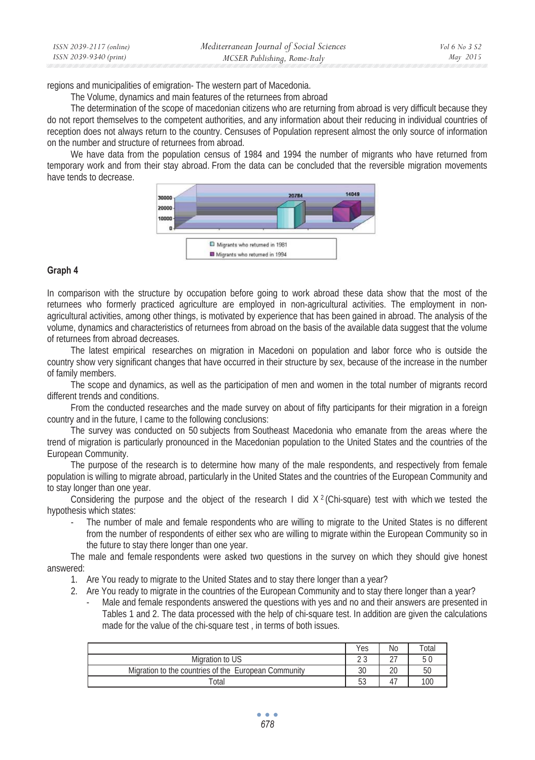regions and municipalities of emigration- The western part of Macedonia.

The Volume, dynamics and main features of the returnees from abroad

The determination of the scope of macedonian citizens who are returning from abroad is very difficult because they do not report themselves to the competent authorities, and any information about their reducing in individual countries of reception does not always return to the country. Censuses of Population represent almost the only source of information on the number and structure of returnees from abroad.

We have data from the population census of 1984 and 1994 the number of migrants who have returned from temporary work and from their stay abroad. From the data can be concluded that the reversible migration movements have tends to decrease.

**Graph 4**

In comparison with the structure by occupation before going to work abroad these data show that the most of the returnees who formerly practiced agriculture are employed in non-agricultural activities. The employment in non-agricultural activities, among other things, is motivated by experience that has been gained in abroad. The analysis of the volume, dynamics and characteristics of returnees from abroad on the basis of the available data suggest that the volume of returnees from abroad decreases.

The latest empirical researches on migration in Macedoni on population and labor force who is outside the country show very significant changes that have occurred in their structure by sex, because of the increase in the number of family members.

The scope and dynamics, as well as the participation of men and women in the total number of migrants record different trends and conditions.

From the conducted researches and the made survey on about of fifty participants for their migration in a foreign country and in the future, I came to the following conclusions:

The survey was conducted on 50 subjects from Southeast Macedonia who emanate from the areas where the trend of migration is particularly pronounced in the Macedonian population to the United States and the countries of the European Community.

The purpose of the research is to determine how many of the male respondents, and respectively from female population is willing to migrate abroad, particularly in the United States and the countries of the European Community and to stay longer than one year.

Considering the purpose and the object of the research I did $X^2$ (Chi-square) test with which we tested the hypothesis which states:

- The number of male and female respondents who are willing to migrate to the United States is no different from the number of respondents of either sex who are willing to migrate within the European Community so in the future to stay there longer than one year.

The male and female respondents were asked two questions in the survey on which they should give honest answered:

1. Are You ready to migrate to the United States and to stay there longer than a year?
2. Are You ready to migrate in the countries of the European Community and to stay there longer than a year?
   - Male and female respondents answered the questions with yes and no and their answers are presented in Tables 1 and 2. The data processed with the help of chi-square test. In addition are given the calculations made for the value of the chi-square test , in terms of both issues.

| | Yes | No | Total |
|---|---|---|---|
| Migration to US | 23 | 27 | 50 |
| Migration to the countries of the European Community | 30 | 20 | 50 |
| Total | 53 | 47 | 100 |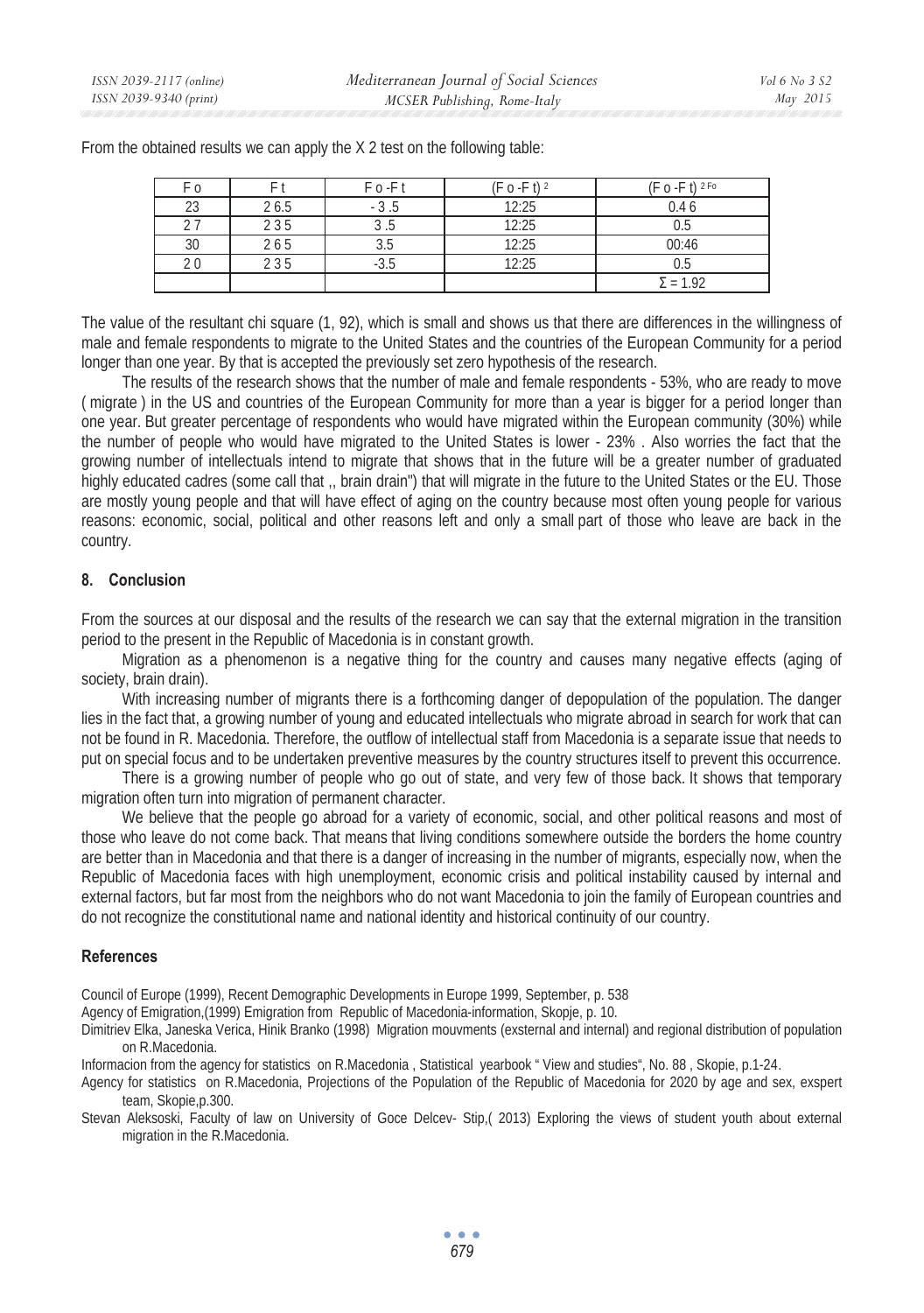From the obtained results we can apply the X 2 test on the following table:

| F o | F t | F o -F t | (F o -F t) 2 | (F o -F t) 2 Fo |
|---|---|---|---|---|
| 23 | 2 6.5 | - 3 .5 | 12:25 | 0.4 6 |
| 2 7 | 2 3 5 | 3 .5 | 12:25 | 0.5 |
| 30 | 2 6 5 | 3.5 | 12:25 | 00:46 |
| 2 0 | 2 3 5 | -3.5 | 12:25 | 0.5 |
| | | | | Σ = 1.92 |

The value of the resultant chi square (1, 92), which is small and shows us that there are differences in the willingness of male and female respondents to migrate to the United States and the countries of the European Community for a period longer than one year. By that is accepted the previously set zero hypothesis of the research.

The results of the research shows that the number of male and female respondents - 53%, who are ready to move ( migrate ) in the US and countries of the European Community for more than a year is bigger for a period longer than one year. But greater percentage of respondents who would have migrated within the European community (30%) while the number of people who would have migrated to the United States is lower - 23% . Also worries the fact that the growing number of intellectuals intend to migrate that shows that in the future will be a greater number of graduated highly educated cadres (some call that ,, brain drain") that will migrate in the future to the United States or the EU. Those are mostly young people and that will have effect of aging on the country because most often young people for various reasons: economic, social, political and other reasons left and only a small part of those who leave are back in the country.

## 8. Conclusion

From the sources at our disposal and the results of the research we can say that the external migration in the transition period to the present in the Republic of Macedonia is in constant growth.

Migration as a phenomenon is a negative thing for the country and causes many negative effects (aging of society, brain drain).

With increasing number of migrants there is a forthcoming danger of depopulation of the population. The danger lies in the fact that, a growing number of young and educated intellectuals who migrate abroad in search for work that can not be found in R. Macedonia. Therefore, the outflow of intellectual staff from Macedonia is a separate issue that needs to put on special focus and to be undertaken preventive measures by the country structures itself to prevent this occurrence.

There is a growing number of people who go out of state, and very few of those back. It shows that temporary migration often turn into migration of permanent character.

We believe that the people go abroad for a variety of economic, social, and other political reasons and most of those who leave do not come back. That means that living conditions somewhere outside the borders the home country are better than in Macedonia and that there is a danger of increasing in the number of migrants, especially now, when the Republic of Macedonia faces with high unemployment, economic crisis and political instability caused by internal and external factors, but far most from the neighbors who do not want Macedonia to join the family of European countries and do not recognize the constitutional name and national identity and historical continuity of our country.

## References

Council of Europe (1999), Recent Demographic Developments in Europe 1999, September, p. 538

Agency of Emigration,(1999) Emigration from Republic of Macedonia-information, Skopje, p. 10.

Dimitriev Elka, Janeska Verica, Hinik Branko (1998) Migration mouvments (exsternal and internal) and regional distribution of population on R.Macedonia.

Informacion from the agency for statistics on R.Macedonia , Statistical yearbook " View and studies", No. 88 , Skopie, p.1-24.

Agency for statistics on R.Macedonia, Projections of the Population of the Republic of Macedonia for 2020 by age and sex, exspert team, Skopie,p.300.

Stevan Aleksoski, Faculty of law on University of Goce Delcev- Stip,( 2013) Exploring the views of student youth about external migration in the R.Macedonia.